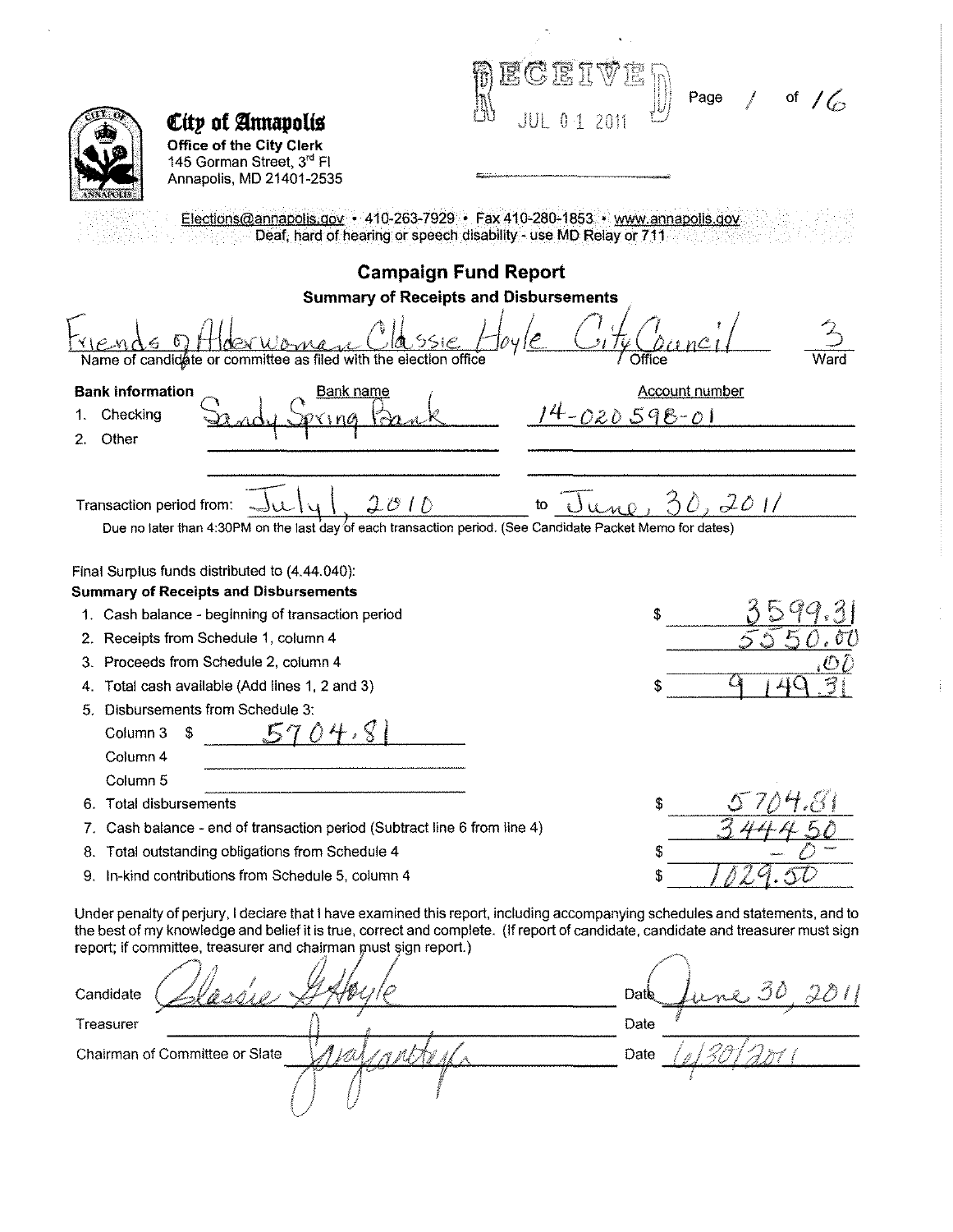**City of Annapolis**
**Office of the City Clerk**
145 Gorman Street, 3rd Fl
Annapolis, MD 21401-2535

RECEIVED
JUL 01 2011

Elections@annapolis.gov • 410-263-7929 • Fax 410-280-1853 • www.annapolis.gov
Deaf, hard of hearing or speech disability - use MD Relay or 711

## Campaign Fund Report

### Summary of Receipts and Disbursements

| Name of candidate or committee as filed with the election office | Office | Ward |
|---|---|---|
| Friends of Alderwoman Classie Hoyle | City Council | 3 |

| Bank information | Bank name | Account number |
|---|---|---|
| 1. Checking | Sandy Spring Bank | 14-020598-01 |
| 2. Other | | |

Transaction period from: July 1, 2010 to June 30, 2011

Due no later than 4:30PM on the last day of each transaction period. (See Candidate Packet Memo for dates)

Final Surplus funds distributed to (4.44.040):

**Summary of Receipts and Disbursements**

| | |
|---|---|
| 1. Cash balance - beginning of transaction period | $ 3599.31 |
| 2. Receipts from Schedule 1, column 4 | 5550.00 |
| 3. Proceeds from Schedule 2, column 4 | .00 |
| 4. Total cash available (Add lines 1, 2 and 3) | $ 9149.31 |
| 5. Disbursements from Schedule 3: | |
| Column 3 $ 5704.81 | |
| Column 4 | |
| Column 5 | |
| 6. Total disbursements | $ 5704.81 |
| 7. Cash balance - end of transaction period (Subtract line 6 from line 4) | 3444.50 |
| 8. Total outstanding obligations from Schedule 4 | $ -0- |
| 9. In-kind contributions from Schedule 5, column 4 | $ 1029.50 |

Under penalty of perjury, I declare that I have examined this report, including accompanying schedules and statements, and to the best of my knowledge and belief it is true, correct and complete. (If report of candidate, candidate and treasurer must sign report; if committee, treasurer and chairman must sign report.)

| | | | |
|---|---|---|---|
| Candidate | Classie G. Hoyle | Date | June 30, 2011 |
| Treasurer | | Date | |
| Chairman of Committee or Slate | [signature] | Date | 6/30/2011 |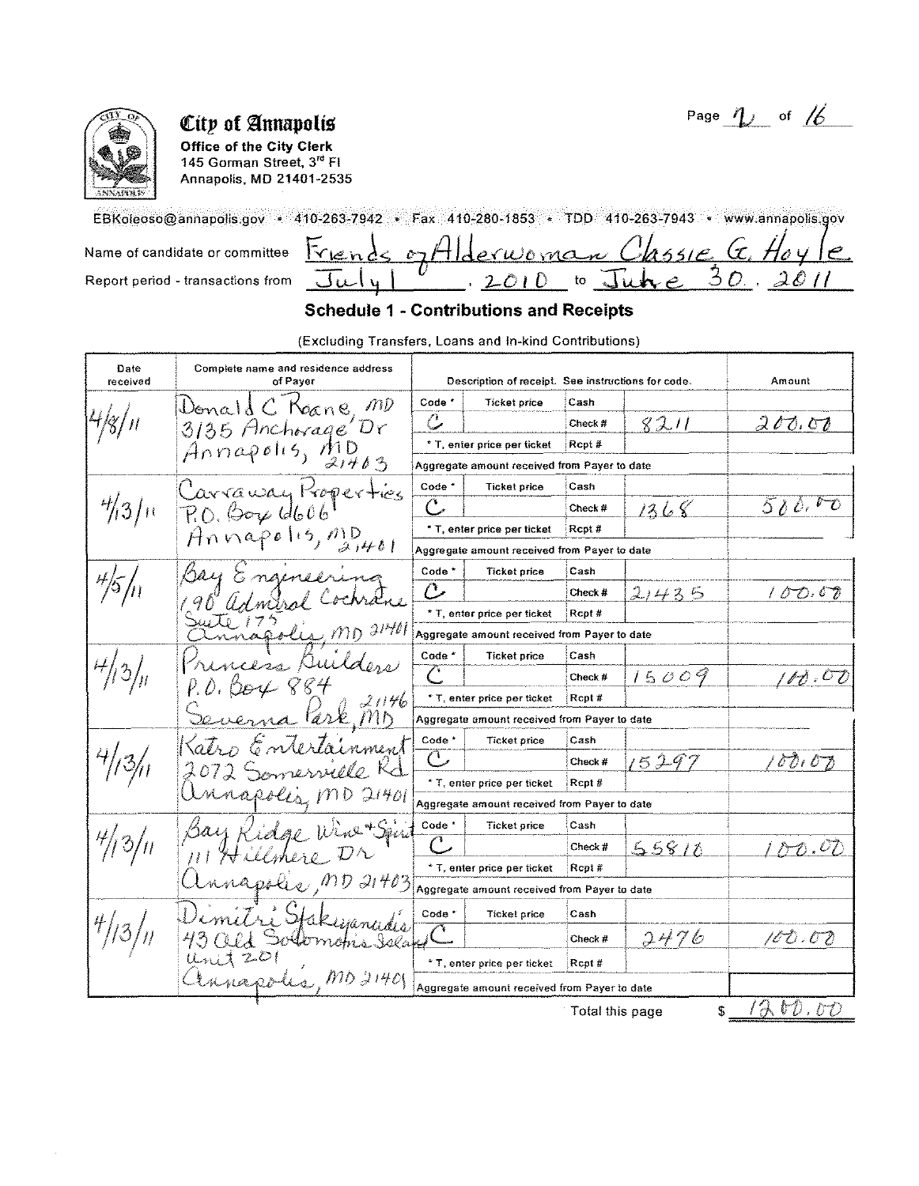# City of Annapolis

**Office of the City Clerk**
145 Gorman Street, 3rd Fl
Annapolis, MD 21401-2535

EBKoleoso@annapolis.gov • 410-263-7942 • Fax 410-280-1853 • TDD 410-263-7943 • www.annapolis.gov

Name of candidate or committee: Friends of Alderwoman Classie G. Hoyle

Report period - transactions from: July 1, 2010 to June 30, 2011

## Schedule 1 - Contributions and Receipts

(Excluding Transfers, Loans and In-kind Contributions)

| Date received | Complete name and residence address of Payer | Code * | Ticket price | Cash / Check # / Rcpt # | Amount |
|---|---|---|---|---|---|
| 4/8/11 | Donald C Roane, MD, 3135 Anchorage Dr, Annapolis, MD 21403 | C | | Check # 8211 | 200.00 |
| 4/13/11 | Carraway Properties, P.O. Box 6606, Annapolis, MD 21401 | C | | Check # 1368 | 500.00 |
| 4/5/11 | Bay Engineering, 190 Admiral Cochrane Suite 175, Annapolis, MD 21401 | C | | Check # 21435 | 100.00 |
| 4/13/11 | Princess Builders, P.O. Box 884, Severna Park, MD 21146 | C | | Check # 15009 | 100.00 |
| 4/13/11 | Katro Entertainment, 2072 Somerville Rd, Annapolis, MD 21401 | C | | Check # 15297 | 100.00 |
| 4/13/11 | Bay Ridge Wine + Spirit, 111 Hillsmere Dr, Annapolis, MD 21403 | C | | Check # 55810 | 100.00 |
| 4/13/11 | Dimitri Sfakiyanudis, 43 Old Solomons Island Unit 201, Annapolis, MD 21401 | C | | Check # 2476 | 100.00 |

\* T, enter price per ticket

Aggregate amount received from Payer to date

Total this page $ 1200.00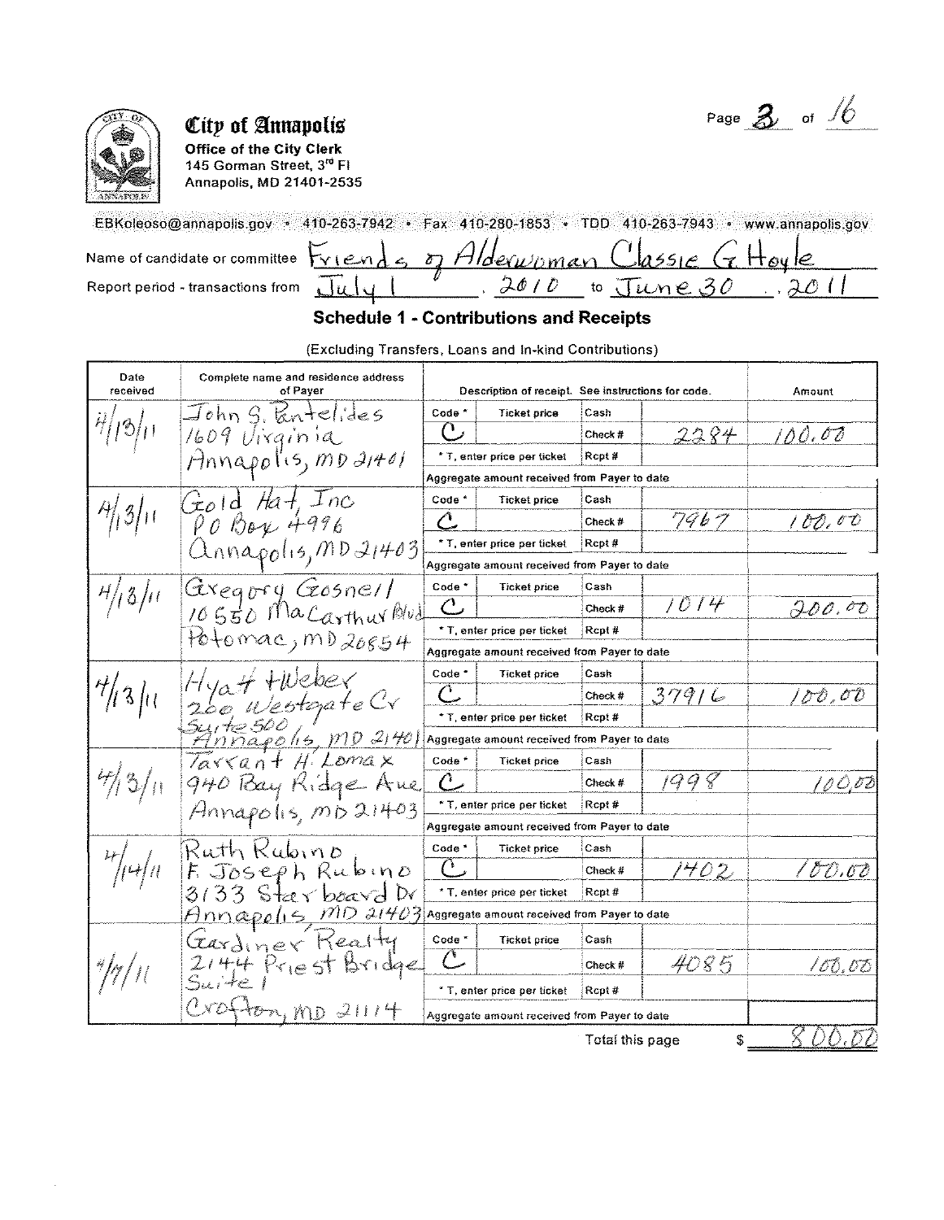**City of Annapolis**
**Office of the City Clerk**
145 Gorman Street, 3rd Fl
Annapolis, MD 21401-2535

EBKoleoso@annapolis.gov • 410-263-7942 • Fax 410-280-1853 • TDD 410-263-7943 • www.annapolis.gov

Name of candidate or committee: Friends of Alderwoman Classie G Hoyle

Report period - transactions from: July 1, 2010 to June 30, 2011

## Schedule 1 - Contributions and Receipts

(Excluding Transfers, Loans and In-kind Contributions)

| Date received | Complete name and residence address of Payer | Code * | Ticket price | Cash / Check # / Rcpt # | Amount |
|---|---|---|---|---|---|
| 4/13/11 | John G. Pantelides, 1609 Virginia, Annapolis, MD 21401 | C | | Check # 2284 | 100.00 |
| 4/13/11 | Gold Hat, Inc, PO Box 4996, Annapolis, MD 21403 | C | | Check # 7967 | 100.00 |
| 4/13/11 | Gregory Gosnell, 10550 MacArthur Blvd, Potomac, MD 20854 | C | | Check # 1014 | 200.00 |
| 4/13/11 | Hyatt + Weber, 200 Westgate Cr, Suite 500, Annapolis, MD 21401 | C | | Check # 37916 | 100.00 |
| 4/13/11 | Tarrant H. Lomax, 940 Bay Ridge Ave, Annapolis, MD 21403 | C | | Check # 1998 | 100.00 |
| 4/14/11 | Ruth Rubino, F. Joseph Rubino, 3133 Starboard Dr, Annapolis, MD 21403 | C | | Check # 1402 | 100.00 |
| 4/7/11 | Gardiner Realty, 2144 Priest Bridge, Suite 1, Crofton, MD 21114 | C | | Check # 4085 | 100.00 |

\* T, enter price per ticket

Aggregate amount received from Payer to date

Total this page $ 800.00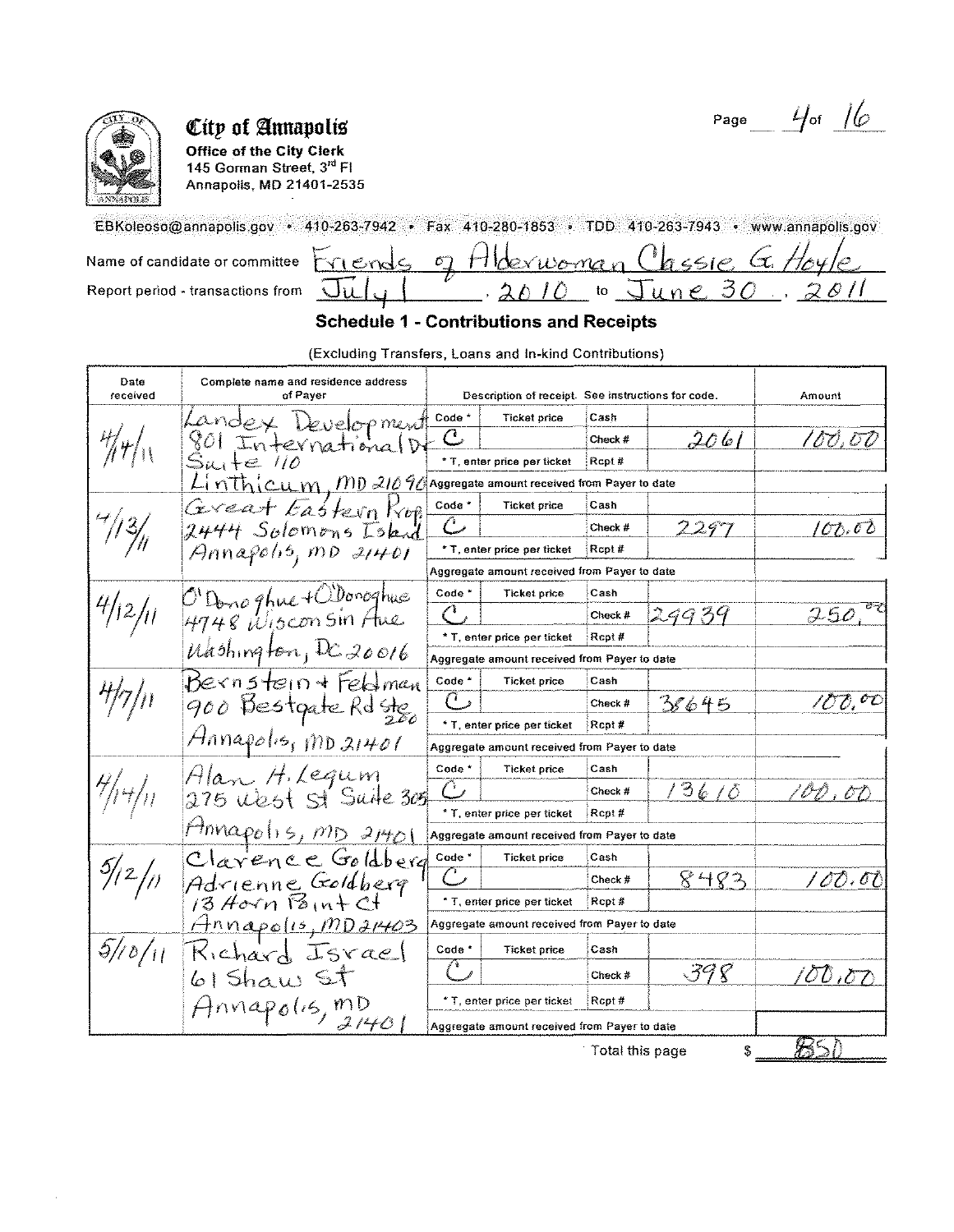**City of Annapolis**
**Office of the City Clerk**
145 Gorman Street, 3rd Fl
Annapolis, MD 21401-2535

EBKoleoso@annapolis.gov • 410-263-7942 • Fax 410-280-1853 • TDD 410-263-7943 • www.annapolis.gov

Name of candidate or committee: Friends of Alderwoman Classie G. Hoyle

Report period - transactions from: July 1, 2010 to June 30, 2011

## Schedule 1 - Contributions and Receipts

(Excluding Transfers, Loans and In-kind Contributions)

| Date received | Complete name and residence address of Payer | Code * | Ticket price | Cash / Check # / Rcpt # | Amount |
|---|---|---|---|---|---|
| 4/14/11 | Landex Development, 801 International Dr, Suite 110, Linthicum, MD 21090 | C | | Check # 2061 | 100.00 |
| 4/13/11 | Great Eastern Prop, 2444 Solomons Island, Annapolis, MD 21401 | C | | Check # 2297 | 100.00 |
| 4/12/11 | O'Donoghue + O'Donoghue, 4748 Wisconsin Ave, Washington, DC 20016 | C | | Check # 29939 | 250.00 |
| 4/7/11 | Bernstein + Feldman, 900 Bestgate Rd Ste 200, Annapolis, MD 21401 | C | | Check # 38645 | 100.00 |
| 4/14/11 | Alan H. Legum, 275 West St Suite 305, Annapolis, MD 21401 | C | | Check # 13610 | 100.00 |
| 5/12/11 | Clarence Goldberg, Adrienne Goldberg, 13 Horn Point Ct, Annapolis, MD 21403 | C | | Check # 8483 | 100.00 |
| 5/10/11 | Richard Israel, 61 Shaw St, Annapolis, MD 21401 | C | | Check # 398 | 100.00 |

\* T, enter price per ticket

Aggregate amount received from Payer to date: (blank)

Total this page $ 850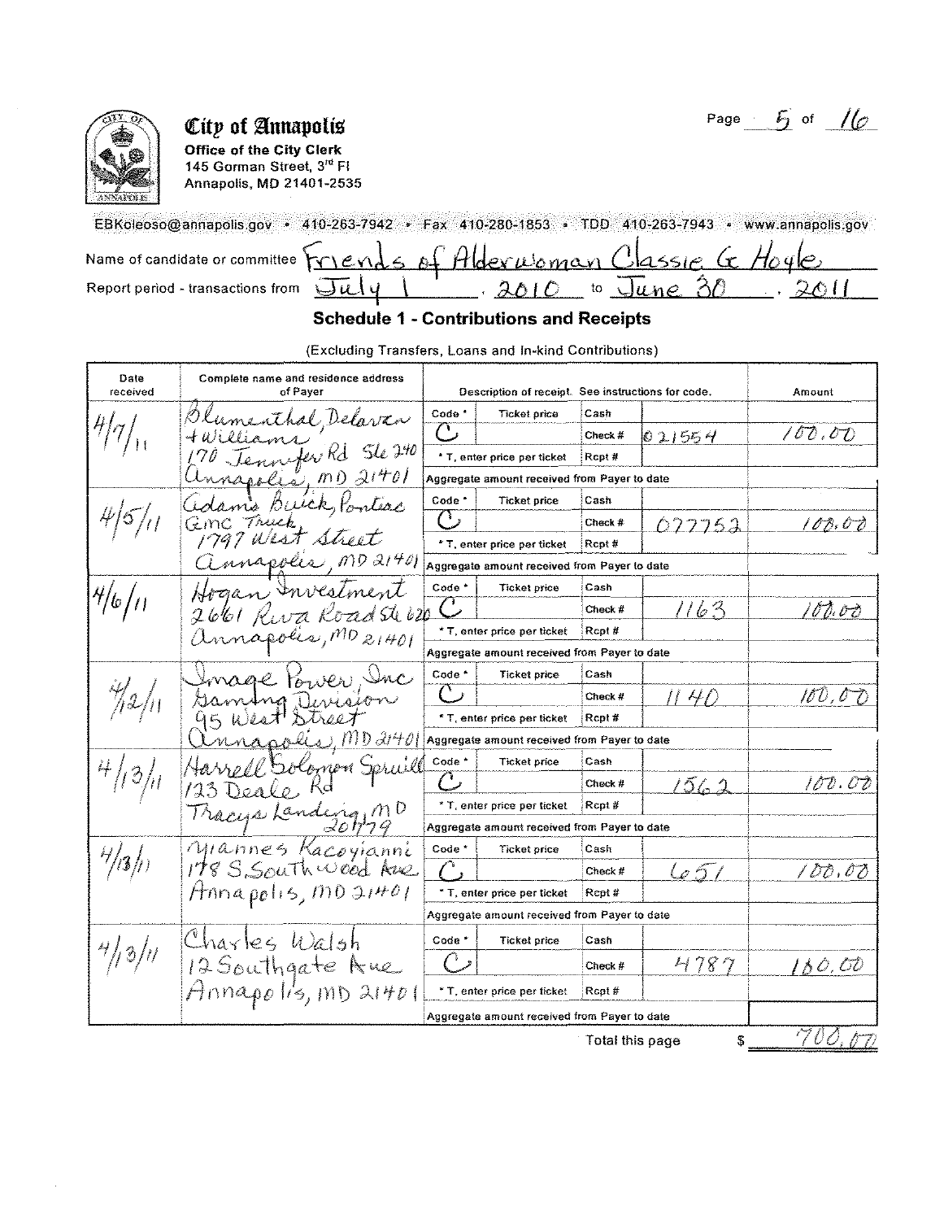# City of Annapolis

**Office of the City Clerk**
145 Gorman Street, 3rd Fl
Annapolis, MD 21401-2535

EBKoleoso@annapolis.gov • 410-263-7942 • Fax 410-280-1853 • TDD 410-263-7943 • www.annapolis.gov

Name of candidate or committee: Friends of Alderwoman Classie G Hoyle

Report period - transactions from: July 1, 2010 to June 30, 2011

## Schedule 1 - Contributions and Receipts

(Excluding Transfers, Loans and In-kind Contributions)

| Date received | Complete name and residence address of Payer | Code * | Ticket price | Cash / Check # / Rcpt # | | Amount |
|---|---|---|---|---|---|---|
| 4/7/11 | Blumenthal, Delavan + Williams, 170 Jennifer Rd Ste 240, Annapolis, MD 21401 | C | | Check # | 021554 | 100.00 |
| 4/5/11 | Adams Buick, Pontiac GMC Truck, 1797 West Street, Annapolis, MD 21401 | C | | Check # | 077752 | 100.00 |
| 4/6/11 | Hogan Investment, 2661 Riva Road Ste 620, Annapolis, MD 21401 | C | | Check # | 1163 | 100.00 |
| 4/12/11 | Image Power, Inc, Gaming Division, 95 West Street, Annapolis, MD 21401 | C | | Check # | 1140 | 100.00 |
| 4/13/11 | Harrell Solomon Spruill, 123 Deale Rd, Tracys Landing, MD 20779 | C | | Check # | 1562 | 100.00 |
| 4/13/11 | Yiannes Kacoyianni, 178 S. Southwood Ave, Annapolis, MD 21401 | C | | Check # | 651 | 100.00 |
| 4/13/11 | Charles Walsh, 12 Southgate Ave, Annapolis, MD 21401 | C | | Check # | 4787 | 100.00 |

\* T, enter price per ticket

Aggregate amount received from Payer to date

Total this page $ 700.00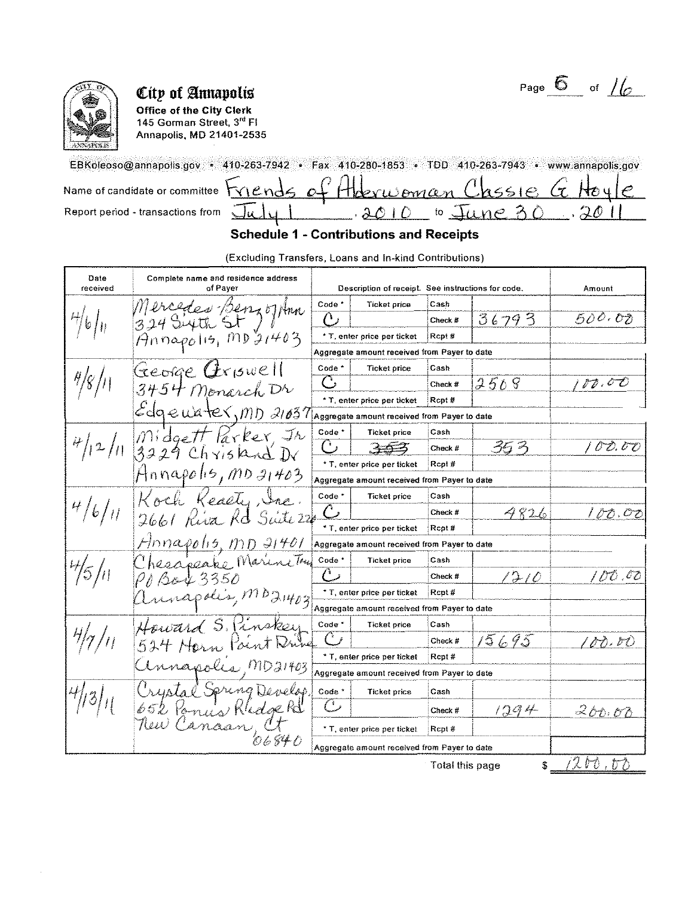# City of Annapolis

**Office of the City Clerk**
145 Gorman Street, 3rd Fl
Annapolis, MD 21401-2535

EBKoleoso@annapolis.gov • 410-263-7942 • Fax 410-280-1853 • TDD 410-263-7943 • www.annapolis.gov

Name of candidate or committee: Friends of Alderwoman Classie G Hoyle

Report period - transactions from: July 1, 2010 to June 30, 2011

## Schedule 1 - Contributions and Receipts

(Excluding Transfers, Loans and In-kind Contributions)

| Date received | Complete name and residence address of Payer | Code * | Ticket price | Cash / Check # / Rcpt # | Amount |
|---|---|---|---|---|---|
| 4/6/11 | Mercedes Benz of Ann, 324 Sixth St, Annapolis, MD 21403 | C | | Check # 36793 | 500.00 |
| 4/8/11 | George Criswell, 3454 Monarch Dr, Edgewater, MD 21037 | C | | Check # 2508 | 100.00 |
| 4/12/11 | Midgett Parker, Jr, 3229 Chrisland Dr, Annapolis, MD 21403 | C | ~~353~~ | Check # 353 | 100.00 |
| 4/6/11 | Koch Realty, Inc., 2661 Riva Rd Suite 220, Annapolis, MD 21401 | C | | Check # 4826 | 100.00 |
| 4/5/11 | Chesapeake Marine Tour, PO Box 3350, Annapolis, MD 21403 | C | | Check # 1210 | 100.00 |
| 4/7/11 | Howard S. Pinskey, 524 Horn Point Drive, Annapolis, MD 21403 | C | | Check # 15695 | 100.00 |
| 4/13/11 | Crystal Spring Develop, 652 Ponus Ridge Rd, New Canaan, CT 06840 | C | | Check # 1294 | 200.00 |

\* T, enter price per ticket

Aggregate amount received from Payer to date

Total this page $ 1200.00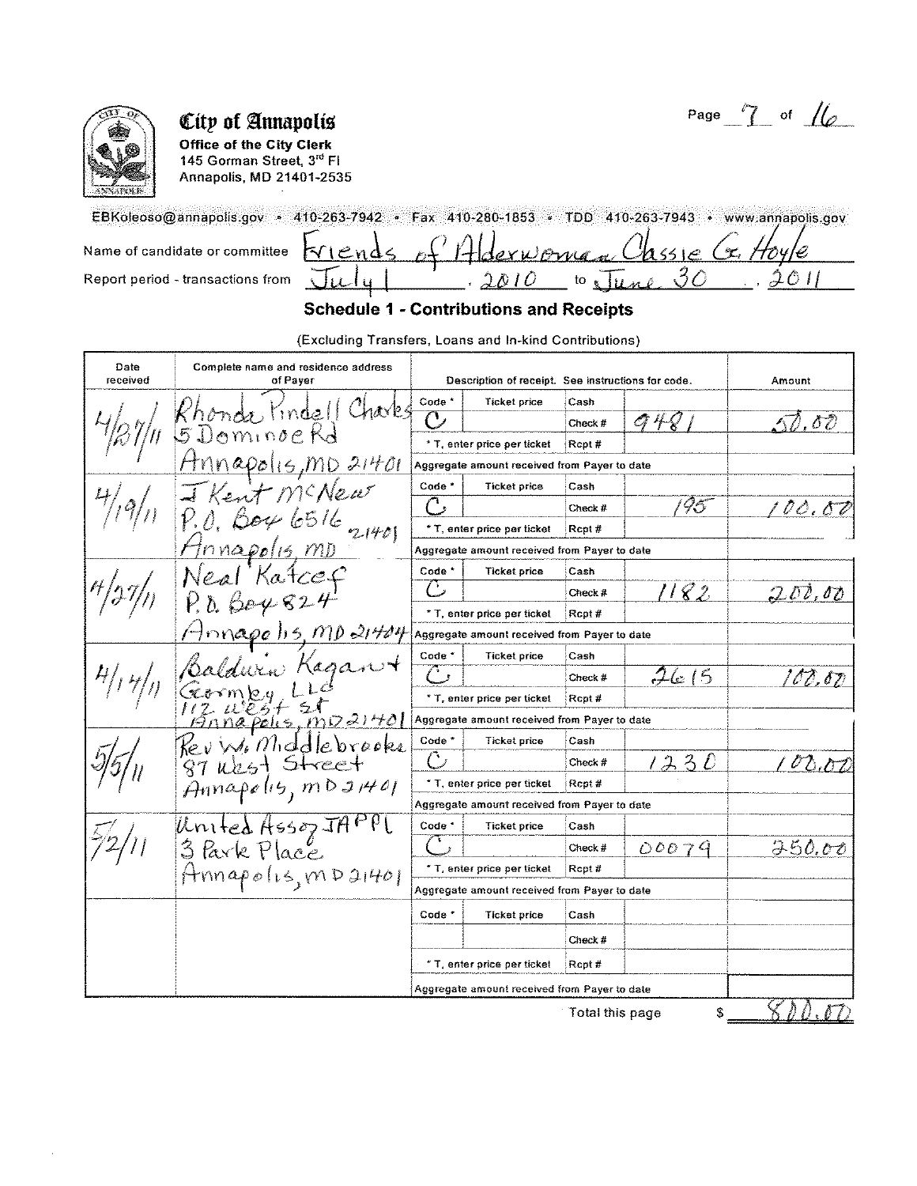**City of Annapolis**
**Office of the City Clerk**
145 Gorman Street, 3rd Fl
Annapolis, MD 21401-2535

EBKoleoso@annapolis.gov • 410-263-7942 • Fax 410-280-1853 • TDD 410-263-7943 • www.annapolis.gov

Name of candidate or committee: Friends of Alderwoman Classie G. Hoyle

Report period - transactions from: July 1, 2010 to June 30, 2011

## Schedule 1 - Contributions and Receipts

(Excluding Transfers, Loans and In-kind Contributions)

| Date received | Complete name and residence address of Payer | Code * | Ticket price (* T, enter price per ticket) | Cash / Check # / Rcpt # | Amount |
|---|---|---|---|---|---|
| 4/27/11 | Rhonda Pindell Charles, 5 Dominoe Rd, Annapolis, MD 21401 | C | | Check # 9481 | 50.00 |
| 4/19/11 | J Kent McNew, P.O. Box 6516, Annapolis, MD 21401 | C | | Check # 195 | 100.00 |
| 4/27/11 | Neal Katcef, P.O. Box 824, Annapolis, MD 21404 | C | | Check # 1182 | 200.00 |
| 4/14/11 | Baldwin Kagan + Gormley LLC, 112 West St, Annapolis, MD 21401 | C | | Check # 2615 | 100.00 |
| 5/5/11 | Rev W. Middlebrooks, 87 West Street, Annapolis, MD 21401 | C | | Check # 1230 | 100.00 |
| 5/2/11 | United Assoc JAPPL, 3 Park Place, Annapolis, MD 21401 | C | | Check # 00079 | 250.00 |
| | | | | | |

Aggregate amount received from Payer to date: (blank for all entries)

Total this page $ 800.00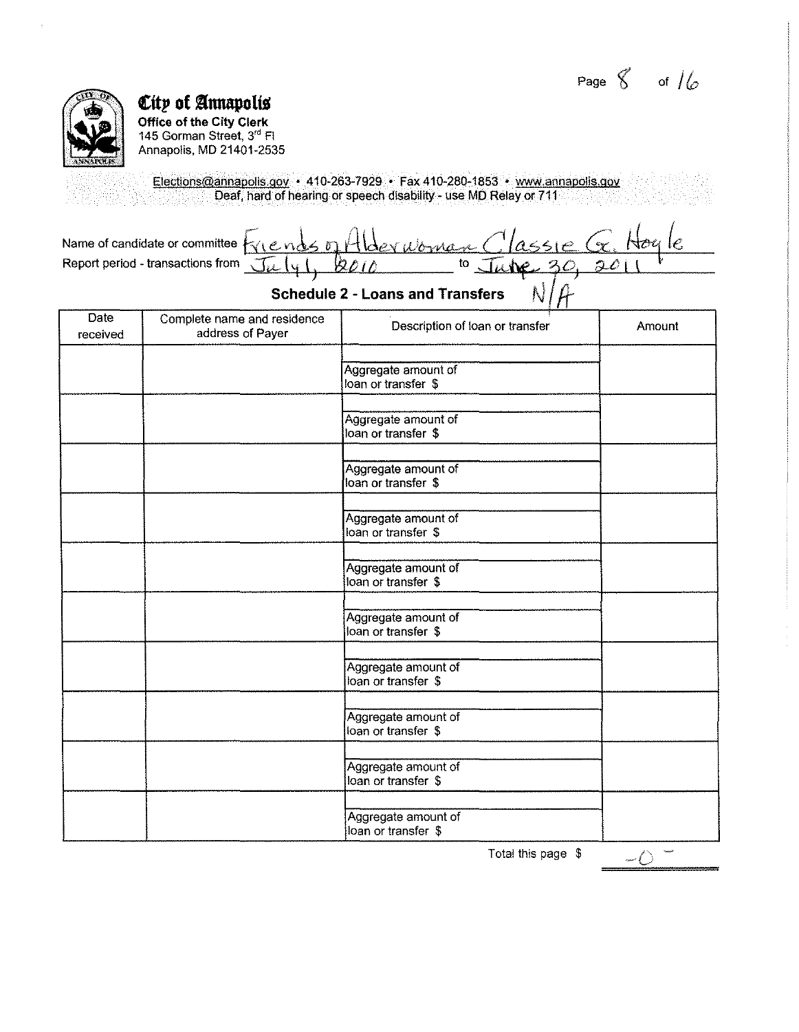**City of Annapolis**
**Office of the City Clerk**
145 Gorman Street, 3rd Fl
Annapolis, MD 21401-2535

Elections@annapolis.gov • 410-263-7929 • Fax 410-280-1853 • www.annapolis.gov
Deaf, hard of hearing or speech disability - use MD Relay or 711

Name of candidate or committee: Friends of Alderwoman Classie G. Hoyle
Report period - transactions from: July 1, 2010 to June 30, 2011

## Schedule 2 - Loans and Transfers N/A

| Date received | Complete name and residence address of Payer | Description of loan or transfer | Amount |
|---|---|---|---|
| | | Aggregate amount of loan or transfer $ | |
| | | Aggregate amount of loan or transfer $ | |
| | | Aggregate amount of loan or transfer $ | |
| | | Aggregate amount of loan or transfer $ | |
| | | Aggregate amount of loan or transfer $ | |
| | | Aggregate amount of loan or transfer $ | |
| | | Aggregate amount of loan or transfer $ | |
| | | Aggregate amount of loan or transfer $ | |
| | | Aggregate amount of loan or transfer $ | |
| | | Aggregate amount of loan or transfer $ | |

Total this page $ -0-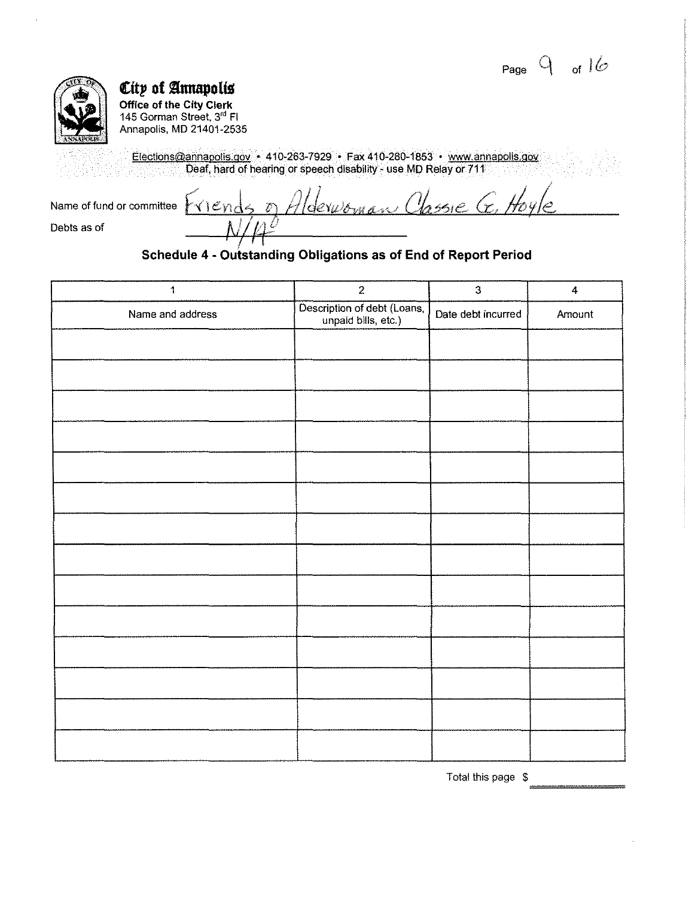**City of Annapolis**
**Office of the City Clerk**
145 Gorman Street, 3rd Fl
Annapolis, MD 21401-2535

Elections@annapolis.gov • 410-263-7929 • Fax 410-280-1853 • www.annapolis.gov
Deaf, hard of hearing or speech disability - use MD Relay or 711

Name of fund or committee: Friends of Alderwoman Classie G. Hoyle

Debts as of: N/A

## Schedule 4 - Outstanding Obligations as of End of Report Period

| 1 | 2 | 3 | 4 |
|---|---|---|---|
| Name and address | Description of debt (Loans, unpaid bills, etc.) | Date debt incurred | Amount |
| | | | |
| | | | |
| | | | |
| | | | |
| | | | |
| | | | |
| | | | |
| | | | |
| | | | |
| | | | |
| | | | |
| | | | |
| | | | |
| | | | |

Total this page $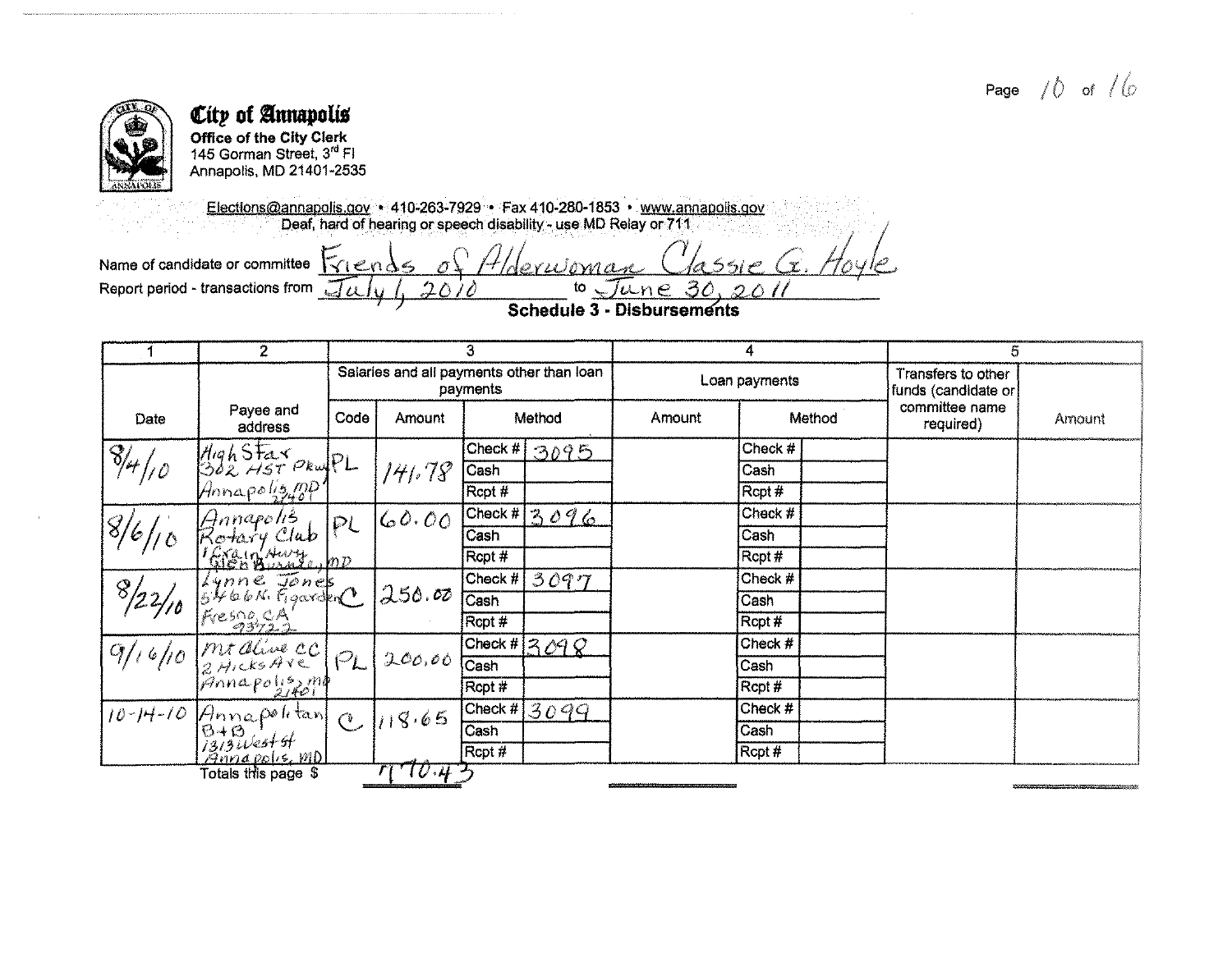# City of Annapolis

**Office of the City Clerk**
145 Gorman Street, 3rd Fl
Annapolis, MD 21401-2535

Elections@annapolis.gov • 410-263-7929 • Fax 410-280-1853 • www.annapolis.gov
Deaf, hard of hearing or speech disability - use MD Relay or 711

Name of candidate or committee: Friends of Alderwoman Classie G. Hoyle

Report period - transactions from: July 1, 2010 to June 30, 2011

## Schedule 3 - Disbursements

| 1 | 2 | 3 | | | | 4 | | 5 | |
|---|---|---|---|---|---|---|---|---|---|
| | | Salaries and all payments other than loan payments | | | | Loan payments | | | |
| Date | Payee and address | Code | Amount | Method | | Amount | Method | Transfers to other funds (candidate or committee name required) | Amount |
| 8/4/10 | High Stax 302 HST Pkwy Annapolis, MD 21401 | PL | 141.78 | Check # | 3095 | | Check # | | |
| | | | | Cash | | | Cash | | |
| | | | | Rcpt # | | | Rcpt # | | |
| 8/6/10 | Annapolis Rotary Club 1 Crain Hwy Glen Burnie, MD | PL | 60.00 | Check # | 3096 | | Check # | | |
| | | | | Cash | | | Cash | | |
| | | | | Rcpt # | | | Rcpt # | | |
| 8/22/10 | Lynne Jones 5466 N. Figarden Fresno, CA 93722 | C | 250.00 | Check # | 3097 | | Check # | | |
| | | | | Cash | | | Cash | | |
| | | | | Rcpt # | | | Rcpt # | | |
| 9/16/10 | Mt Olive CC 2 Hicks Ave Annapolis, MD 21401 | PL | 200.00 | Check # | 3098 | | Check # | | |
| | | | | Cash | | | Cash | | |
| | | | | Rcpt # | | | Rcpt # | | |
| 10-14-10 | Annapolitan B+B 1313 West St Annapolis, MD | C | 118.65 | Check # | 3099 | | Check # | | |
| | | | | Cash | | | Cash | | |
| | | | | Rcpt # | | | Rcpt # | | |
| | Totals this page $ | | 770.43 | | | | | | |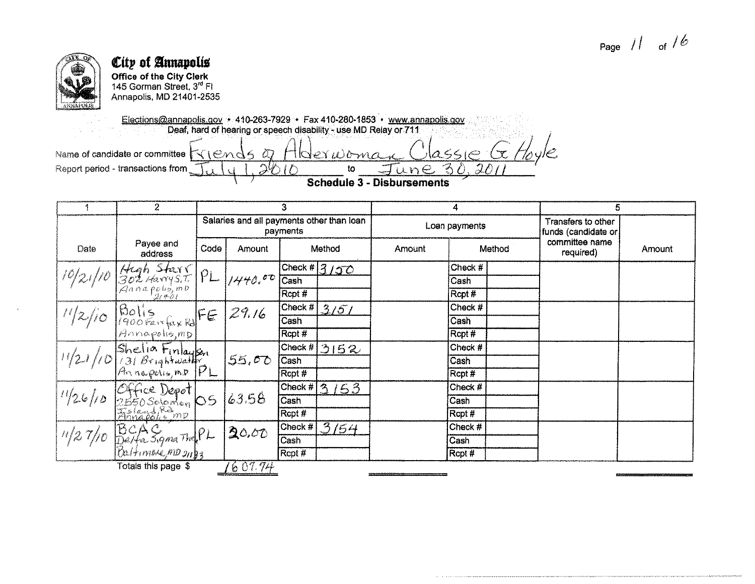# City of Annapolis

**Office of the City Clerk**
145 Gorman Street, 3rd Fl
Annapolis, MD 21401-2535

Elections@annapolis.gov • 410-263-7929 • Fax 410-280-1853 • www.annapolis.gov
Deaf, hard of hearing or speech disability - use MD Relay or 711

Name of candidate or committee Friends of Alderwoman Classie G. Hoyle

Report period - transactions from July 1, 2010 to June 30, 2011

## Schedule 3 - Disbursements

| 1 | 2 | 3 | | | | 4 | | | 5 | |
|---|---|---|---|---|---|---|---|---|---|---|
| Date | Payee and address | Salaries and all payments other than loan payments | | | | Loan payments | | | Transfers to other funds (candidate or committee name required) | Amount |
| | | Code | Amount | Method | | Amount | Method | | | |
| 10/21/10 | Hugh Starr 302 Harry S.T. Annapolis, MD 21401 | PL | 1440.00 | Check # | 3150 | | Check # | | | |
| | | | | Cash | | | Cash | | | |
| | | | | Rcpt # | | | Rcpt # | | | |
| 11/2/10 | Bolis 1900 Fairfax Rd Annapolis, MD | FE | 29.16 | Check # | 3151 | | Check # | | | |
| | | | | Cash | | | Cash | | | |
| | | | | Rcpt # | | | Rcpt # | | | |
| 11/21/10 | Shelia Finlayson 131 Brightwater Annapolis, MD | PL | 55.00 | Check # | 3152 | | Check # | | | |
| | | | | Cash | | | Cash | | | |
| | | | | Rcpt # | | | Rcpt # | | | |
| 11/26/10 | Office Depot 2550 Solomon Island Rd Annapolis, MD | OS | 63.58 | Check # | 3153 | | Check # | | | |
| | | | | Cash | | | Cash | | | |
| | | | | Rcpt # | | | Rcpt # | | | |
| 11/27/10 | BCAC Delta Sigma Theta Baltimore, MD 21133 | PL | 20.00 | Check # | 3154 | | Check # | | | |
| | | | | Cash | | | Cash | | | |
| | | | | Rcpt # | | | Rcpt # | | | |

Totals this page $ 1607.74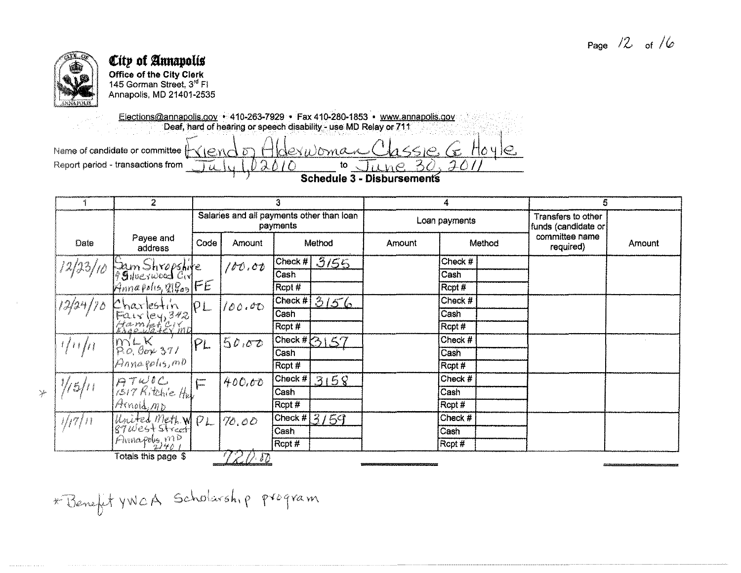# City of Annapolis

**Office of the City Clerk**
145 Gorman Street, 3rd Fl
Annapolis, MD 21401-2535

Elections@annapolis.gov • 410-263-7929 • Fax 410-280-1853 • www.annapolis.gov
Deaf, hard of hearing or speech disability - use MD Relay or 711

Name of candidate or committee: Friends of Alderwoman Classie G Hoyle

Report period - transactions from: July 1, 2010 to June 30, 2011

## Schedule 3 - Disbursements

| 1 | 2 | 3 | | | | 4 | | | 5 | |
|---|---|---|---|---|---|---|---|---|---|---|
| Date | Payee and address | Salaries and all payments other than loan payments | | | | Loan payments | | | Transfers to other funds (candidate or committee name required) | Amount |
| | | Code | Amount | Method | | Amount | Method | | | |
| 12/23/10 | Sam Shropshire 9 Silverwood Cir Annapolis, 21403 | FE | 100.00 | Check # | 3155 | | Check # | | | |
| | | | | Cash | | | Cash | | | |
| | | | | Rcpt # | | | Rcpt # | | | |
| 12/24/10 | Charlestin Fairley, 342 Hamlet Cir Edgewater MD | PL | 100.00 | Check # | 3156 | | Check # | | | |
| | | | | Cash | | | Cash | | | |
| | | | | Rcpt # | | | Rcpt # | | | |
| 1/11/11 | MLK P.O. Box 371 Annapolis, MD | PL | 50.00 | Check # | 3157 | | Check # | | | |
| | | | | Cash | | | Cash | | | |
| | | | | Rcpt # | | | Rcpt # | | | |
| * 1/15/11 | ATWOC 1517 Ritchie Hwy Arnold, MD | F | 400.00 | Check # | 3158 | | Check # | | | |
| | | | | Cash | | | Cash | | | |
| | | | | Rcpt # | | | Rcpt # | | | |
| 1/17/11 | United Meth. W 87 West Street Annapolis, MD 21401 | PL | 70.00 | Check # | 3159 | | Check # | | | |
| | | | | Cash | | | Cash | | | |
| | | | | Rcpt # | | | Rcpt # | | | |
| | Totals this page $ | | 720.00 | | | | | | | |

* Benefit YWCA Scholarship program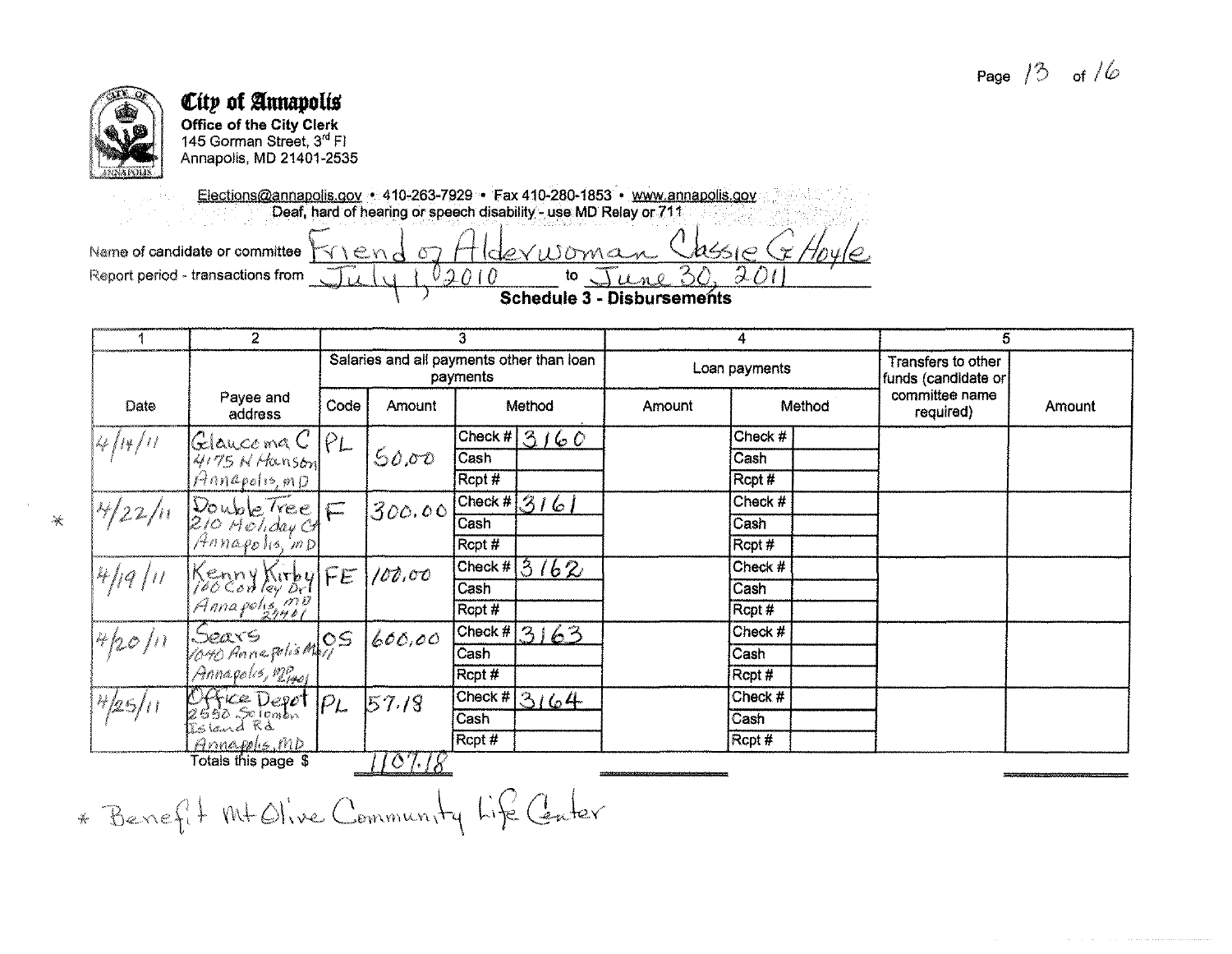# City of Annapolis

**Office of the City Clerk**
145 Gorman Street, 3rd Fl
Annapolis, MD 21401-2535

Elections@annapolis.gov • 410-263-7929 • Fax 410-280-1853 • www.annapolis.gov
Deaf, hard of hearing or speech disability - use MD Relay or 711

Name of candidate or committee: Friend of Alderwoman Classie G Hoyle

Report period - transactions from: July 1, 2010 to June 30, 2011

## Schedule 3 - Disbursements

| 1 | 2 | 3 | | | 4 | | 5 | |
|---|---|---|---|---|---|---|---|---|
| | | Salaries and all payments other than loan payments | | | Loan payments | | Transfers to other funds (candidate or committee name required) | Amount |
| Date | Payee and address | Code | Amount | Method | Amount | Method | | |
| 4/14/11 | Glaucoma C 4175 N Hanson Annapolis, MD | PL | 50.00 | Check # 3160 | | | | |
| 4/22/11 * | Double Tree 210 Holiday Ct Annapolis, MD | F | 300.00 | Check # 3161 | | | | |
| 4/19/11 | Kenny Kirby 100 Conley Dr Annapolis, MD 21401 | FE | 100.00 | Check # 3162 | | | | |
| 4/20/11 | Sears 1040 Annapolis Mall Annapolis, MD 21401 | OS | 600.00 | Check # 3163 | | | | |
| 4/25/11 | Office Depot 2550 Solomon Island Rd Annapolis, MD | PL | 57.18 | Check # 3164 | | | | |
| | Totals this page $ | | 1107.18 | | | | | |

\* Benefit Mt Olive Community Life Center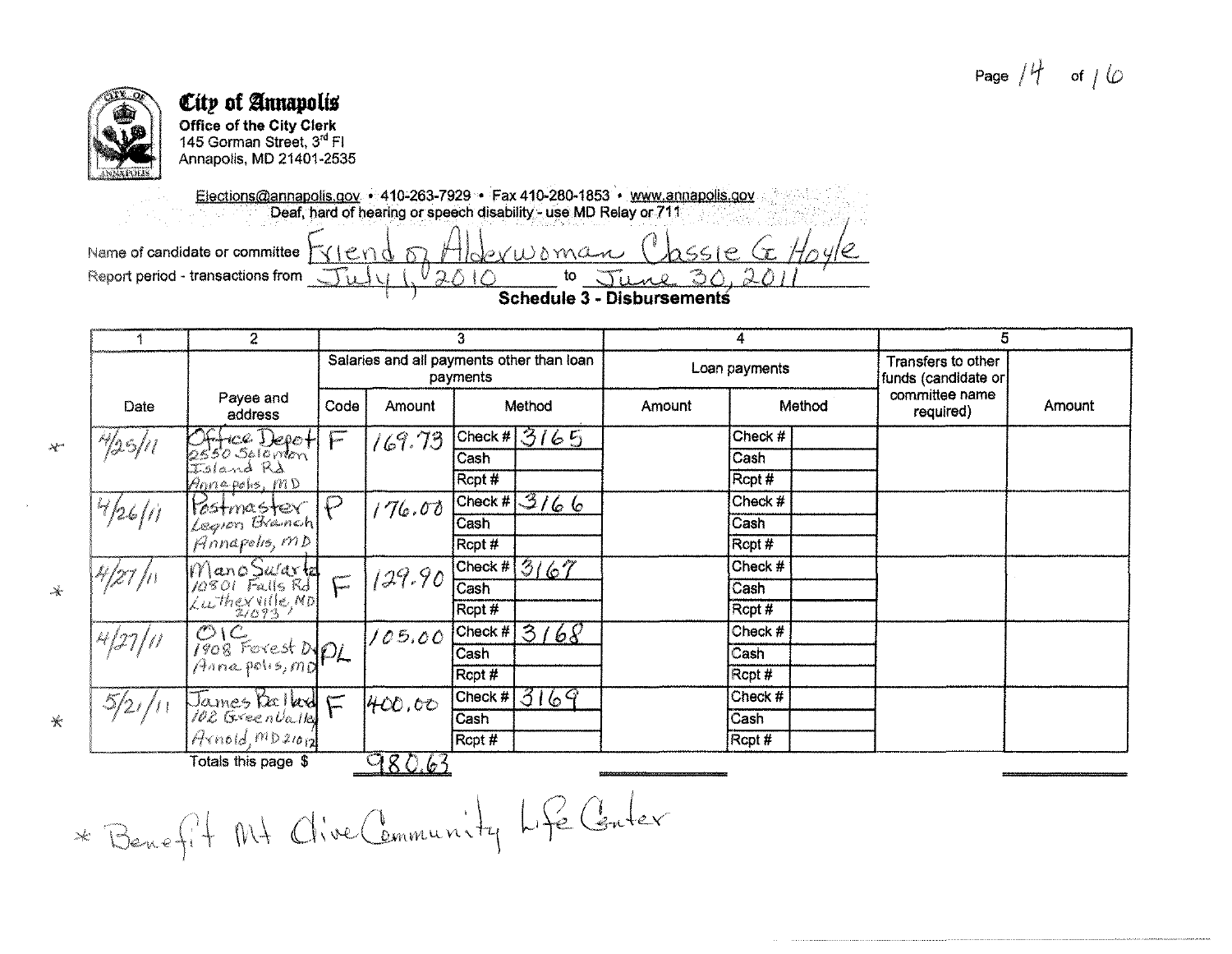**City of Annapolis**
**Office of the City Clerk**
145 Gorman Street, 3rd Fl
Annapolis, MD 21401-2535

Elections@annapolis.gov • 410-263-7929 • Fax 410-280-1853 • www.annapolis.gov
Deaf, hard of hearing or speech disability - use MD Relay or 711

Name of candidate or committee Friend of Alderwoman Classie G Hoyle

Report period - transactions from July 1, 2010 to June 30, 2011

## Schedule 3 - Disbursements

| 1 | 2 | 3 | | | | 4 | | | 5 | |
|---|---|---|---|---|---|---|---|---|---|---|
| Date | Payee and address | Salaries and all payments other than loan payments | | | | Loan payments | | | Transfers to other funds (candidate or committee name required) | Amount |
| | | Code | Amount | Method | | Amount | Method | | | |
| * 4/25/11 | Office Depot 2550 Solomon Island Rd Annapolis, MD | F | 169.73 | Check # | 3165 | | Check # | | | |
| | | | | Cash | | | Cash | | | |
| | | | | Rcpt # | | | Rcpt # | | | |
| 4/26/11 | Postmaster Legion Branch Annapolis, MD | P | 176.00 | Check # | 3166 | | Check # | | | |
| | | | | Cash | | | Cash | | | |
| | | | | Rcpt # | | | Rcpt # | | | |
| * 4/27/11 | Mano Swartz 10801 Falls Rd Lutherville, MD 21093 | F | 129.90 | Check # | 3167 | | Check # | | | |
| | | | | Cash | | | Cash | | | |
| | | | | Rcpt # | | | Rcpt # | | | |
| 4/27/11 | OIC 1908 Forest Dr Annapolis, MD | PL | 105.00 | Check # | 3168 | | Check # | | | |
| | | | | Cash | | | Cash | | | |
| | | | | Rcpt # | | | Rcpt # | | | |
| * 5/21/11 | James Ballard 102 Greenvalley Arnold, MD 21012 | F | 400.00 | Check # | 3169 | | Check # | | | |
| | | | | Cash | | | Cash | | | |
| | | | | Rcpt # | | | Rcpt # | | | |
| | Totals this page $ | | 980.63 | | | | | | | |

* Benefit Mt Olive Community Life Center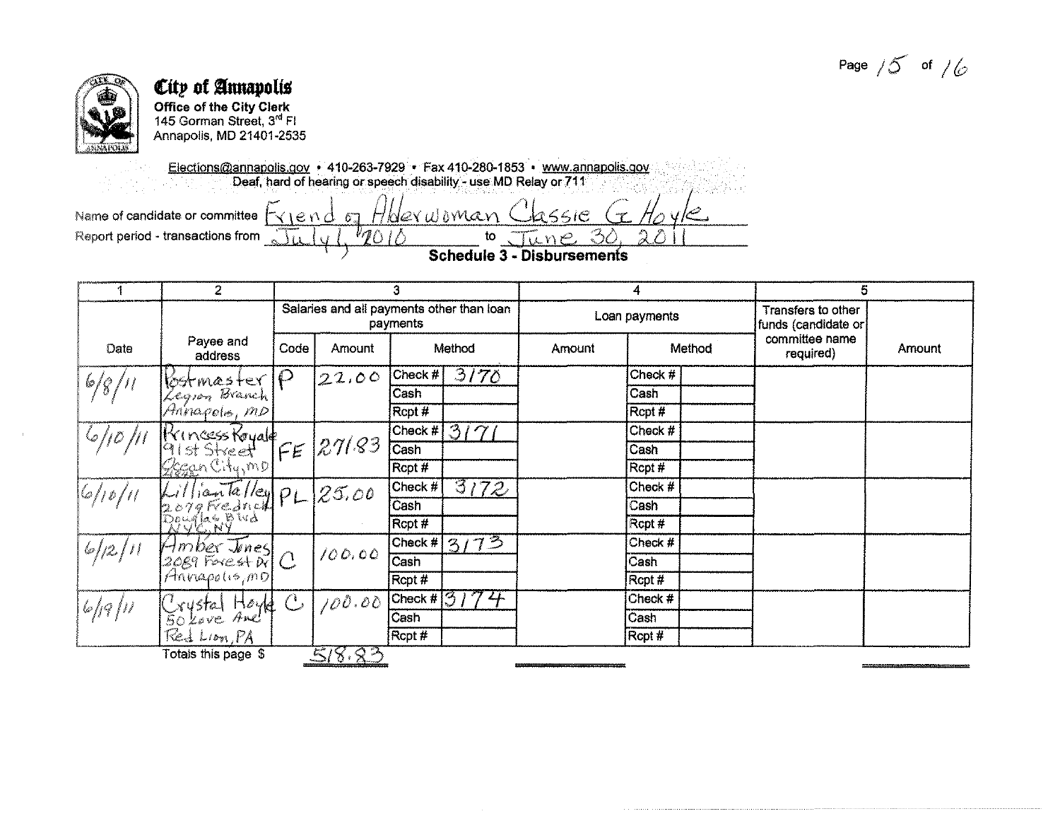# City of Annapolis

**Office of the City Clerk**
145 Gorman Street, 3rd Fl
Annapolis, MD 21401-2535

Elections@annapolis.gov • 410-263-7929 • Fax 410-280-1853 • www.annapolis.gov
Deaf, hard of hearing or speech disability - use MD Relay or 711

Name of candidate or committee: Friend of Alderwoman Classie G Hoyle

Report period - transactions from: July 1, 2010 to June 30, 2011

## Schedule 3 - Disbursements

| 1 | 2 | 3 | | | | 4 | | | 5 | |
|---|---|---|---|---|---|---|---|---|---|---|
| | | Salaries and all payments other than loan payments | | | | Loan payments | | | Transfers to other funds (candidate or committee name required) | Amount |
| Date | Payee and address | Code | Amount | Method | | Amount | Method | | | |
| 6/8/11 | Postmaster Legion Branch Annapolis, MD | P | 22.00 | Check # | 3170 | | Check # | | | |
| | | | | Cash | | | Cash | | | |
| | | | | Rcpt # | | | Rcpt # | | | |
| 6/10/11 | Princess Royale 91st Street Ocean City, MD | FE | 271.83 | Check # | 3171 | | Check # | | | |
| | | | | Cash | | | Cash | | | |
| | | | | Rcpt # | | | Rcpt # | | | |
| 6/10/11 | Lillian Talley 2079 Fredrick Douglas Blvd NYC, NY | PL | 25.00 | Check # | 3172 | | Check # | | | |
| | | | | Cash | | | Cash | | | |
| | | | | Rcpt # | | | Rcpt # | | | |
| 6/12/11 | Amber Jones 2089 Forest Dr Annapolis, MD | C | 100.00 | Check # | 3173 | | Check # | | | |
| | | | | Cash | | | Cash | | | |
| | | | | Rcpt # | | | Rcpt # | | | |
| 6/19/11 | Crystal Hoyle 50 Love Ave Red Lion, PA | C | 100.00 | Check # | 3174 | | Check # | | | |
| | | | | Cash | | | Cash | | | |
| | | | | Rcpt # | | | Rcpt # | | | |

Totals this page $ 518.83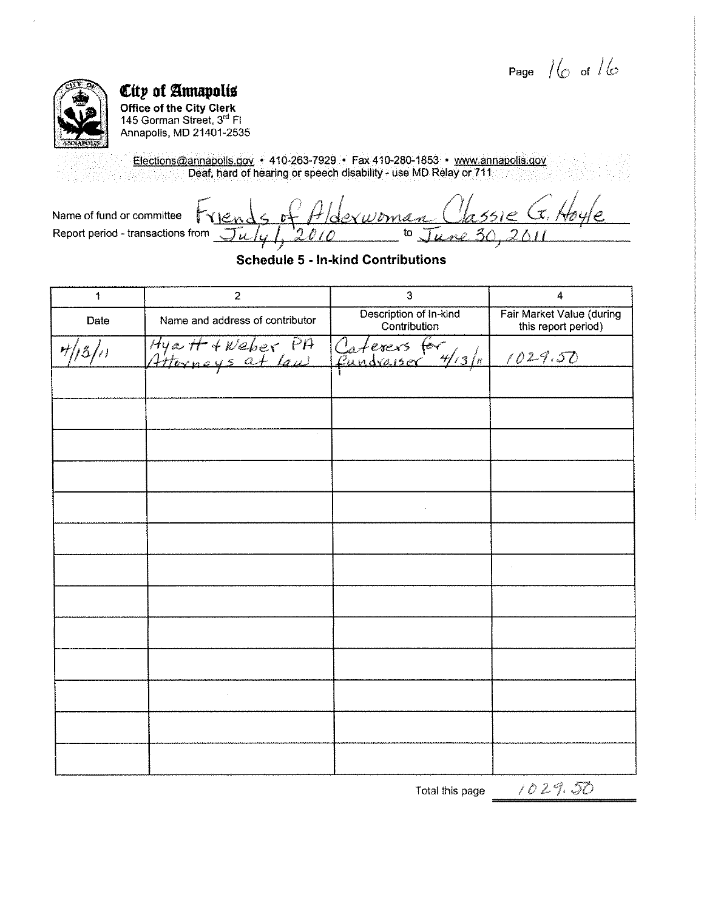**City of Annapolis**
**Office of the City Clerk**
145 Gorman Street, 3rd Fl
Annapolis, MD 21401-2535

Elections@annapolis.gov • 410-263-7929 • Fax 410-280-1853 • www.annapolis.gov
Deaf, hard of hearing or speech disability - use MD Relay or 711

Name of fund or committee Friends of Alderwoman Classie G. Hoyle
Report period - transactions from July 1, 2010 to June 30, 2011

## Schedule 5 - In-kind Contributions

| 1 | 2 | 3 | 4 |
|---|---|---|---|
| Date | Name and address of contributor | Description of In-kind Contribution | Fair Market Value (during this report period) |
| 4/13/11 | Hyatt + Weber PA Attorneys at law | Caterers for fundraiser 4/13/11 | 1029.50 |
| | | | |
| | | | |
| | | | |
| | | | |
| | | | |
| | | | |
| | | | |
| | | | |
| | | | |
| | | | |
| | | | |
| | | | |
| | | | |

Total this page 1029.50